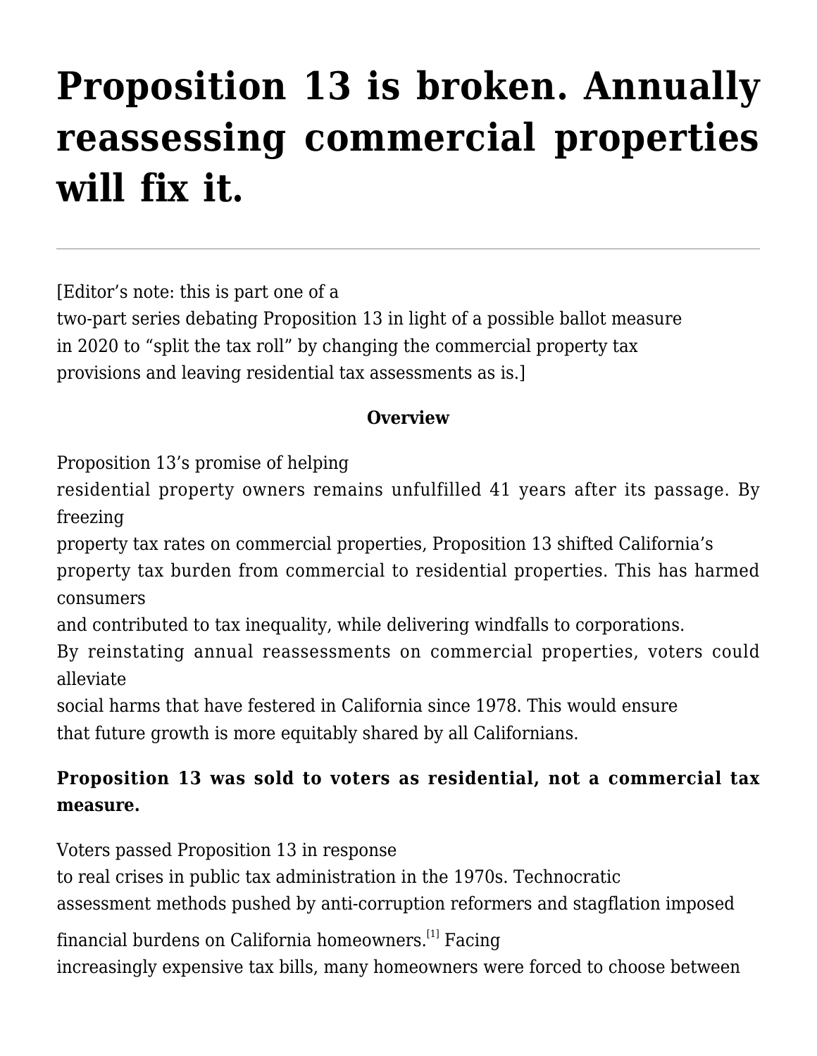# Proposition 13 is broken. Annually reassessing commercial properties will fix it.

---

[Editor's note: this is part one of a two-part series debating Proposition 13 in light of a possible ballot measure in 2020 to "split the tax roll" by changing the commercial property tax provisions and leaving residential tax assessments as is.]

**Overview**

Proposition 13's promise of helping residential property owners remains unfulfilled 41 years after its passage. By freezing property tax rates on commercial properties, Proposition 13 shifted California's property tax burden from commercial to residential properties. This has harmed consumers and contributed to tax inequality, while delivering windfalls to corporations. By reinstating annual reassessments on commercial properties, voters could alleviate social harms that have festered in California since 1978. This would ensure that future growth is more equitably shared by all Californians.

**Proposition 13 was sold to voters as residential, not a commercial tax measure.**

Voters passed Proposition 13 in response to real crises in public tax administration in the 1970s. Technocratic assessment methods pushed by anti-corruption reformers and stagflation imposed financial burdens on California homeowners.[1] Facing increasingly expensive tax bills, many homeowners were forced to choose between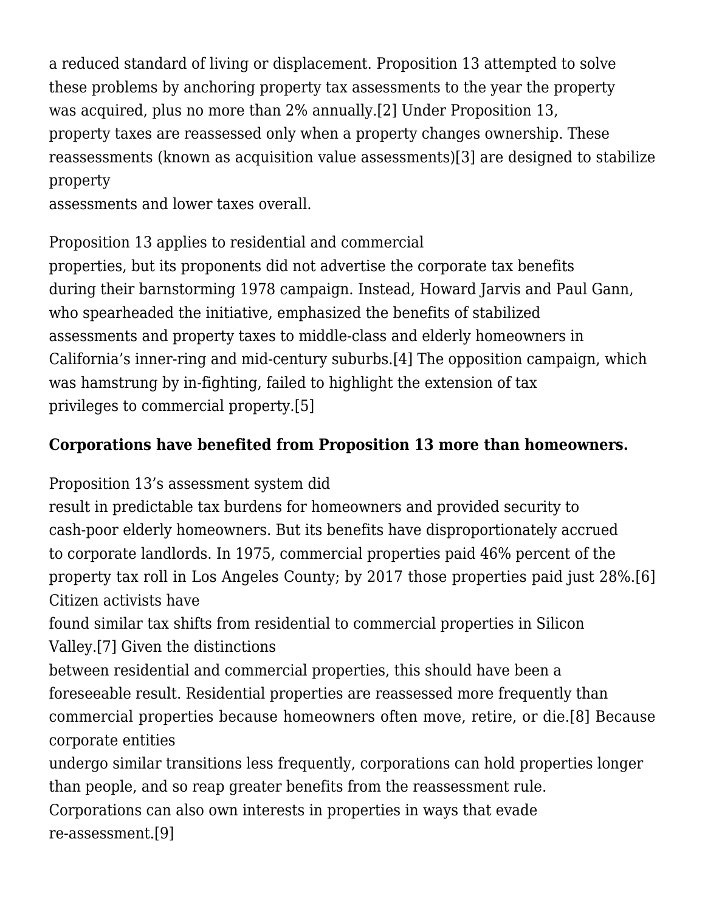a reduced standard of living or displacement. Proposition 13 attempted to solve these problems by anchoring property tax assessments to the year the property was acquired, plus no more than 2% annually.[2] Under Proposition 13, property taxes are reassessed only when a property changes ownership. These reassessments (known as acquisition value assessments)[3] are designed to stabilize property assessments and lower taxes overall.

Proposition 13 applies to residential and commercial properties, but its proponents did not advertise the corporate tax benefits during their barnstorming 1978 campaign. Instead, Howard Jarvis and Paul Gann, who spearheaded the initiative, emphasized the benefits of stabilized assessments and property taxes to middle-class and elderly homeowners in California's inner-ring and mid-century suburbs.[4] The opposition campaign, which was hamstrung by in-fighting, failed to highlight the extension of tax privileges to commercial property.[5]

**Corporations have benefited from Proposition 13 more than homeowners.**

Proposition 13's assessment system did result in predictable tax burdens for homeowners and provided security to cash-poor elderly homeowners. But its benefits have disproportionately accrued to corporate landlords. In 1975, commercial properties paid 46% percent of the property tax roll in Los Angeles County; by 2017 those properties paid just 28%.[6] Citizen activists have found similar tax shifts from residential to commercial properties in Silicon Valley.[7] Given the distinctions between residential and commercial properties, this should have been a foreseeable result. Residential properties are reassessed more frequently than commercial properties because homeowners often move, retire, or die.[8] Because corporate entities undergo similar transitions less frequently, corporations can hold properties longer than people, and so reap greater benefits from the reassessment rule. Corporations can also own interests in properties in ways that evade re-assessment.[9]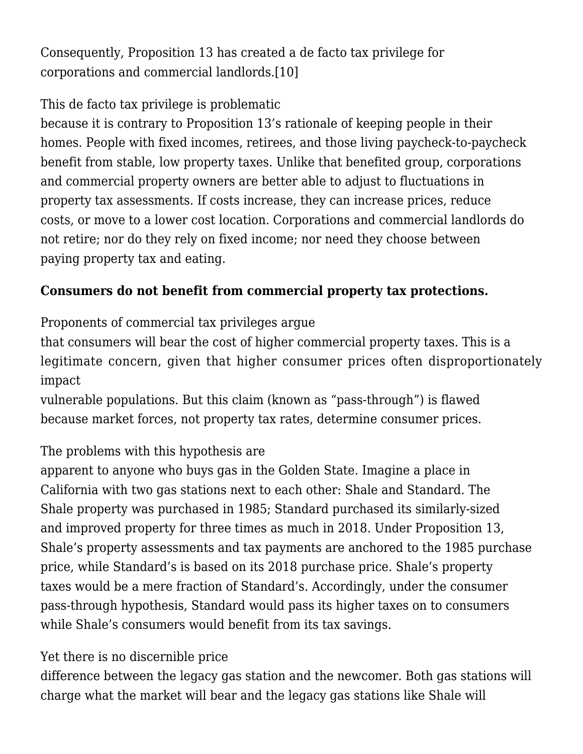Consequently, Proposition 13 has created a de facto tax privilege for corporations and commercial landlords.[10]

This de facto tax privilege is problematic because it is contrary to Proposition 13's rationale of keeping people in their homes. People with fixed incomes, retirees, and those living paycheck-to-paycheck benefit from stable, low property taxes. Unlike that benefited group, corporations and commercial property owners are better able to adjust to fluctuations in property tax assessments. If costs increase, they can increase prices, reduce costs, or move to a lower cost location. Corporations and commercial landlords do not retire; nor do they rely on fixed income; nor need they choose between paying property tax and eating.

**Consumers do not benefit from commercial property tax protections.**

Proponents of commercial tax privileges argue that consumers will bear the cost of higher commercial property taxes. This is a legitimate concern, given that higher consumer prices often disproportionately impact vulnerable populations. But this claim (known as "pass-through") is flawed because market forces, not property tax rates, determine consumer prices.

The problems with this hypothesis are apparent to anyone who buys gas in the Golden State. Imagine a place in California with two gas stations next to each other: Shale and Standard. The Shale property was purchased in 1985; Standard purchased its similarly-sized and improved property for three times as much in 2018. Under Proposition 13, Shale's property assessments and tax payments are anchored to the 1985 purchase price, while Standard's is based on its 2018 purchase price. Shale's property taxes would be a mere fraction of Standard's. Accordingly, under the consumer pass-through hypothesis, Standard would pass its higher taxes on to consumers while Shale's consumers would benefit from its tax savings.

Yet there is no discernible price difference between the legacy gas station and the newcomer. Both gas stations will charge what the market will bear and the legacy gas stations like Shale will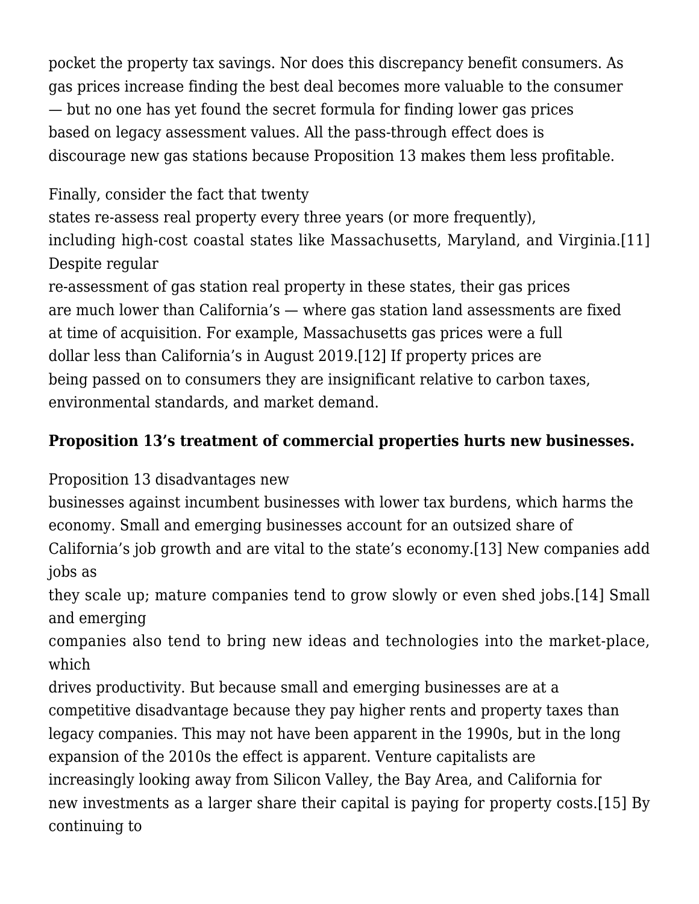pocket the property tax savings. Nor does this discrepancy benefit consumers. As gas prices increase finding the best deal becomes more valuable to the consumer — but no one has yet found the secret formula for finding lower gas prices based on legacy assessment values. All the pass-through effect does is discourage new gas stations because Proposition 13 makes them less profitable.

Finally, consider the fact that twenty states re-assess real property every three years (or more frequently), including high-cost coastal states like Massachusetts, Maryland, and Virginia.[11] Despite regular re-assessment of gas station real property in these states, their gas prices are much lower than California's — where gas station land assessments are fixed at time of acquisition. For example, Massachusetts gas prices were a full dollar less than California's in August 2019.[12] If property prices are being passed on to consumers they are insignificant relative to carbon taxes, environmental standards, and market demand.

**Proposition 13's treatment of commercial properties hurts new businesses.**

Proposition 13 disadvantages new businesses against incumbent businesses with lower tax burdens, which harms the economy. Small and emerging businesses account for an outsized share of California's job growth and are vital to the state's economy.[13] New companies add jobs as they scale up; mature companies tend to grow slowly or even shed jobs.[14] Small and emerging companies also tend to bring new ideas and technologies into the market-place, which drives productivity. But because small and emerging businesses are at a competitive disadvantage because they pay higher rents and property taxes than legacy companies. This may not have been apparent in the 1990s, but in the long expansion of the 2010s the effect is apparent. Venture capitalists are increasingly looking away from Silicon Valley, the Bay Area, and California for new investments as a larger share their capital is paying for property costs.[15] By continuing to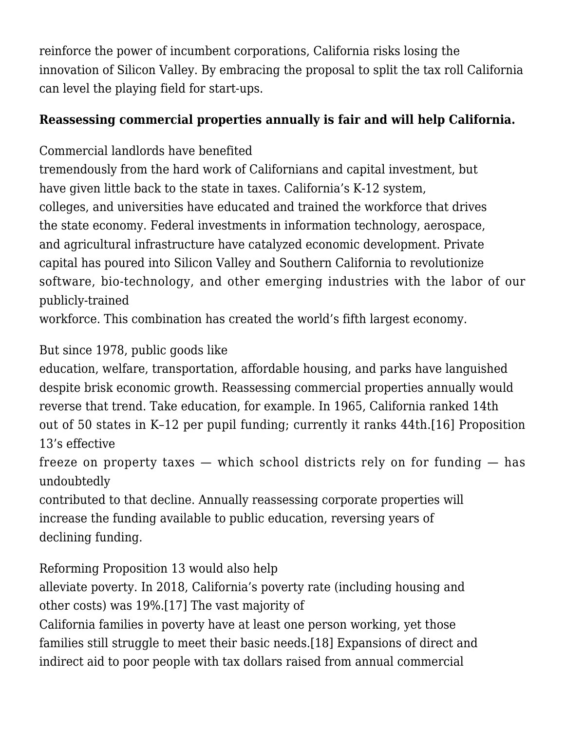reinforce the power of incumbent corporations, California risks losing the innovation of Silicon Valley. By embracing the proposal to split the tax roll California can level the playing field for start-ups.

**Reassessing commercial properties annually is fair and will help California.**

Commercial landlords have benefited tremendously from the hard work of Californians and capital investment, but have given little back to the state in taxes. California's K-12 system, colleges, and universities have educated and trained the workforce that drives the state economy. Federal investments in information technology, aerospace, and agricultural infrastructure have catalyzed economic development. Private capital has poured into Silicon Valley and Southern California to revolutionize software, bio-technology, and other emerging industries with the labor of our publicly-trained workforce. This combination has created the world's fifth largest economy.

But since 1978, public goods like education, welfare, transportation, affordable housing, and parks have languished despite brisk economic growth. Reassessing commercial properties annually would reverse that trend. Take education, for example. In 1965, California ranked 14th out of 50 states in K–12 per pupil funding; currently it ranks 44th.[16] Proposition 13's effective freeze on property taxes — which school districts rely on for funding — has undoubtedly contributed to that decline. Annually reassessing corporate properties will increase the funding available to public education, reversing years of declining funding.

Reforming Proposition 13 would also help alleviate poverty. In 2018, California's poverty rate (including housing and other costs) was 19%.[17] The vast majority of California families in poverty have at least one person working, yet those families still struggle to meet their basic needs.[18] Expansions of direct and indirect aid to poor people with tax dollars raised from annual commercial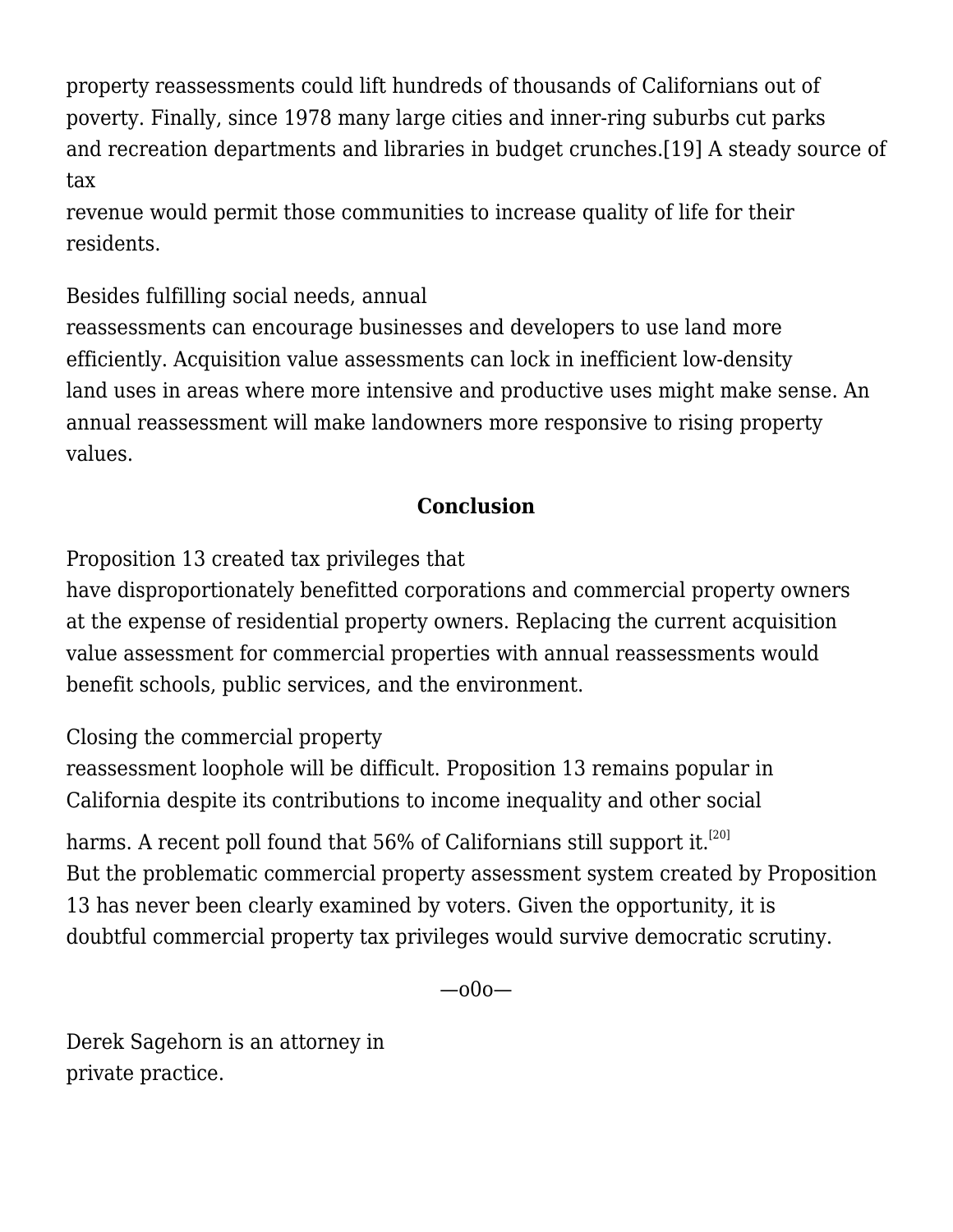property reassessments could lift hundreds of thousands of Californians out of poverty. Finally, since 1978 many large cities and inner-ring suburbs cut parks and recreation departments and libraries in budget crunches.[19] A steady source of tax revenue would permit those communities to increase quality of life for their residents.

Besides fulfilling social needs, annual reassessments can encourage businesses and developers to use land more efficiently. Acquisition value assessments can lock in inefficient low-density land uses in areas where more intensive and productive uses might make sense. An annual reassessment will make landowners more responsive to rising property values.

## Conclusion

Proposition 13 created tax privileges that have disproportionately benefitted corporations and commercial property owners at the expense of residential property owners. Replacing the current acquisition value assessment for commercial properties with annual reassessments would benefit schools, public services, and the environment.

Closing the commercial property reassessment loophole will be difficult. Proposition 13 remains popular in California despite its contributions to income inequality and other social harms. A recent poll found that 56% of Californians still support it.[20] But the problematic commercial property assessment system created by Proposition 13 has never been clearly examined by voters. Given the opportunity, it is doubtful commercial property tax privileges would survive democratic scrutiny.

—o0o—

Derek Sagehorn is an attorney in private practice.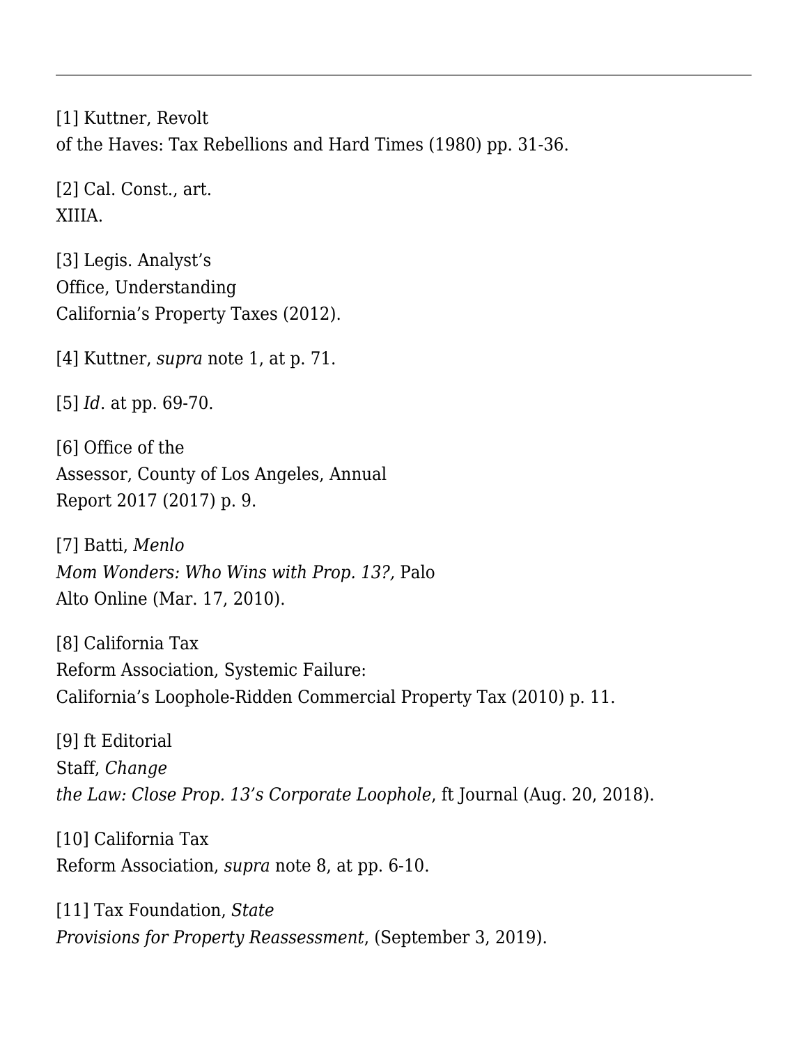---

[1] Kuttner, Revolt of the Haves: Tax Rebellions and Hard Times (1980) pp. 31-36.

[2] Cal. Const., art. XIIIA.

[3] Legis. Analyst's Office, Understanding California's Property Taxes (2012).

[4] Kuttner, *supra* note 1, at p. 71.

[5] *Id*. at pp. 69-70.

[6] Office of the Assessor, County of Los Angeles, Annual Report 2017 (2017) p. 9.

[7] Batti, *Menlo Mom Wonders: Who Wins with Prop. 13?,* Palo Alto Online (Mar. 17, 2010).

[8] California Tax Reform Association, Systemic Failure: California's Loophole-Ridden Commercial Property Tax (2010) p. 11.

[9] ft Editorial Staff, *Change the Law: Close Prop. 13's Corporate Loophole*, ft Journal (Aug. 20, 2018).

[10] California Tax Reform Association, *supra* note 8, at pp. 6-10.

[11] Tax Foundation, *State Provisions for Property Reassessment*, (September 3, 2019).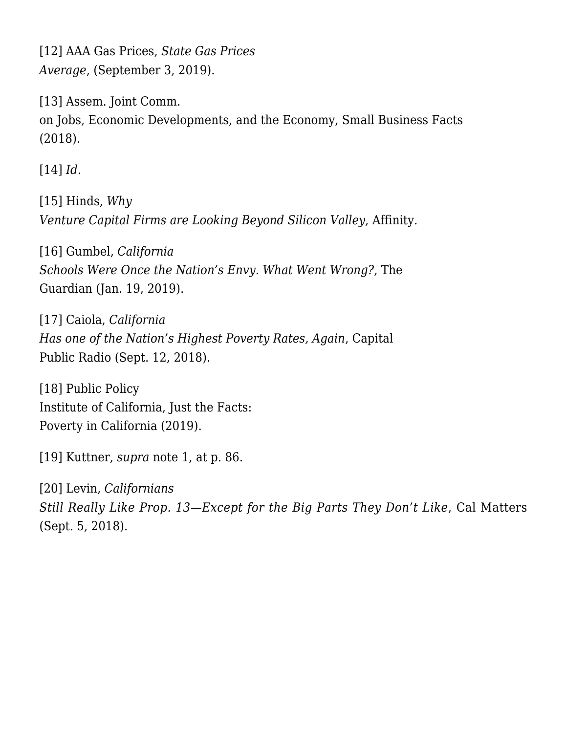[12] AAA Gas Prices, *State Gas Prices Average*, (September 3, 2019).

[13] Assem. Joint Comm. on Jobs, Economic Developments, and the Economy, Small Business Facts (2018).

[14] *Id*.

[15] Hinds, *Why Venture Capital Firms are Looking Beyond Silicon Valley*, Affinity.

[16] Gumbel, *California Schools Were Once the Nation's Envy. What Went Wrong?*, The Guardian (Jan. 19, 2019).

[17] Caiola, *California Has one of the Nation's Highest Poverty Rates, Again*, Capital Public Radio (Sept. 12, 2018).

[18] Public Policy Institute of California, Just the Facts: Poverty in California (2019).

[19] Kuttner, *supra* note 1, at p. 86.

[20] Levin, *Californians Still Really Like Prop. 13—Except for the Big Parts They Don't Like*, Cal Matters (Sept. 5, 2018).